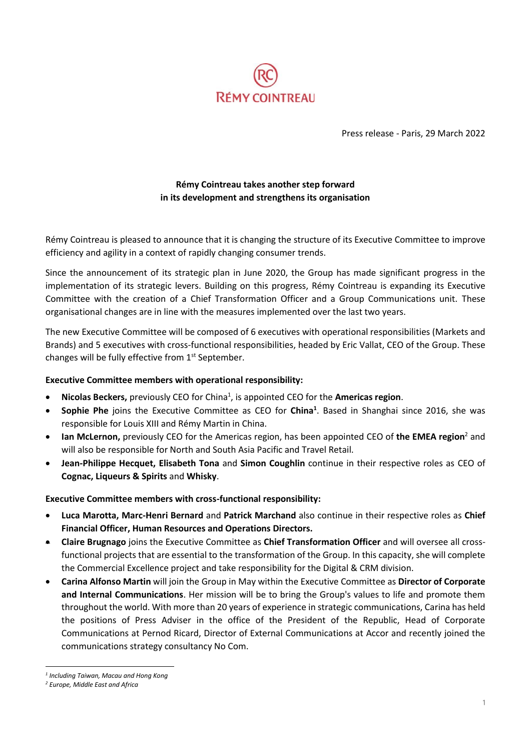RÉMY COINTREAU

Press release - Paris, 29 March 2022

**Rémy Cointreau takes another step forward in its development and strengthens its organisation**

Rémy Cointreau is pleased to announce that it is changing the structure of its Executive Committee to improve efficiency and agility in a context of rapidly changing consumer trends.

Since the announcement of its strategic plan in June 2020, the Group has made significant progress in the implementation of its strategic levers. Building on this progress, Rémy Cointreau is expanding its Executive Committee with the creation of a Chief Transformation Officer and a Group Communications unit. These organisational changes are in line with the measures implemented over the last two years.

The new Executive Committee will be composed of 6 executives with operational responsibilities (Markets and Brands) and 5 executives with cross-functional responsibilities, headed by Eric Vallat, CEO of the Group. These changes will be fully effective from 1st September.

**Executive Committee members with operational responsibility:**

- **Nicolas Beckers,** previously CEO for China[1], is appointed CEO for the **Americas region**.
- **Sophie Phe** joins the Executive Committee as CEO for **China[1]**. Based in Shanghai since 2016, she was responsible for Louis XIII and Rémy Martin in China.
- **Ian McLernon,** previously CEO for the Americas region, has been appointed CEO of **the EMEA region**[2] and will also be responsible for North and South Asia Pacific and Travel Retail.
- **Jean-Philippe Hecquet, Elisabeth Tona** and **Simon Coughlin** continue in their respective roles as CEO of **Cognac, Liqueurs & Spirits** and **Whisky**.

**Executive Committee members with cross-functional responsibility:**

- **Luca Marotta, Marc-Henri Bernard** and **Patrick Marchand** also continue in their respective roles as **Chief Financial Officer, Human Resources and Operations Directors.**
- **Claire Brugnago** joins the Executive Committee as **Chief Transformation Officer** and will oversee all cross-functional projects that are essential to the transformation of the Group. In this capacity, she will complete the Commercial Excellence project and take responsibility for the Digital & CRM division.
- **Carina Alfonso Martin** will join the Group in May within the Executive Committee as **Director of Corporate and Internal Communications**. Her mission will be to bring the Group's values to life and promote them throughout the world. With more than 20 years of experience in strategic communications, Carina has held the positions of Press Adviser in the office of the President of the Republic, Head of Corporate Communications at Pernod Ricard, Director of External Communications at Accor and recently joined the communications strategy consultancy No Com.

---

*[1] Including Taiwan, Macau and Hong Kong*

*[2] Europe, Middle East and Africa*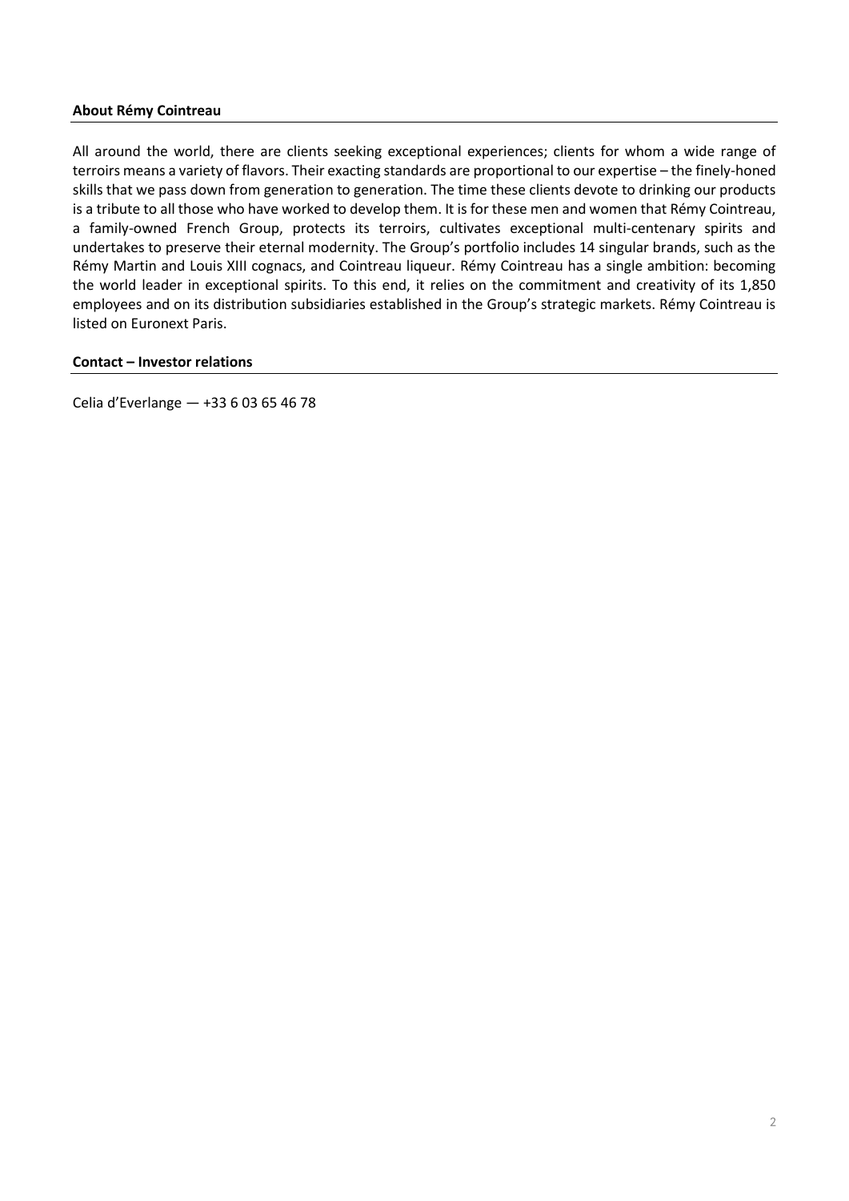**About Rémy Cointreau**

All around the world, there are clients seeking exceptional experiences; clients for whom a wide range of terroirs means a variety of flavors. Their exacting standards are proportional to our expertise – the finely-honed skills that we pass down from generation to generation. The time these clients devote to drinking our products is a tribute to all those who have worked to develop them. It is for these men and women that Rémy Cointreau, a family-owned French Group, protects its terroirs, cultivates exceptional multi-centenary spirits and undertakes to preserve their eternal modernity. The Group's portfolio includes 14 singular brands, such as the Rémy Martin and Louis XIII cognacs, and Cointreau liqueur. Rémy Cointreau has a single ambition: becoming the world leader in exceptional spirits. To this end, it relies on the commitment and creativity of its 1,850 employees and on its distribution subsidiaries established in the Group's strategic markets. Rémy Cointreau is listed on Euronext Paris.

**Contact – Investor relations**

Celia d'Everlange — +33 6 03 65 46 78